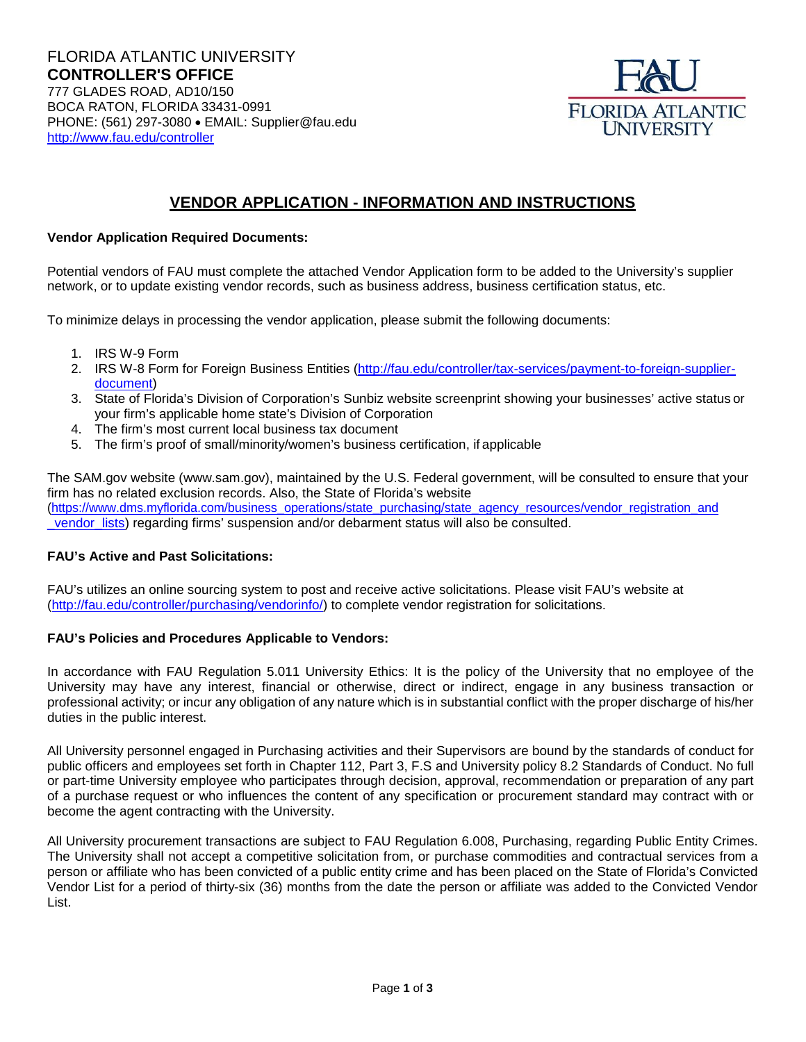FLORIDA ATLANTIC UNIVERSITY
**CONTROLLER'S OFFICE**
777 GLADES ROAD, AD10/150
BOCA RATON, FLORIDA 33431-0991
PHONE: (561) 297-3080 • EMAIL: Supplier@fau.edu
http://www.fau.edu/controller

# VENDOR APPLICATION - INFORMATION AND INSTRUCTIONS

**Vendor Application Required Documents:**

Potential vendors of FAU must complete the attached Vendor Application form to be added to the University's supplier network, or to update existing vendor records, such as business address, business certification status, etc.

To minimize delays in processing the vendor application, please submit the following documents:

1. IRS W-9 Form
2. IRS W-8 Form for Foreign Business Entities (http://fau.edu/controller/tax-services/payment-to-foreign-supplier-document)
3. State of Florida's Division of Corporation's Sunbiz website screenprint showing your businesses' active status or your firm's applicable home state's Division of Corporation
4. The firm's most current local business tax document
5. The firm's proof of small/minority/women's business certification, if applicable

The SAM.gov website (www.sam.gov), maintained by the U.S. Federal government, will be consulted to ensure that your firm has no related exclusion records. Also, the State of Florida's website (https://www.dms.myflorida.com/business_operations/state_purchasing/state_agency_resources/vendor_registration_and_vendor_lists) regarding firms' suspension and/or debarment status will also be consulted.

**FAU's Active and Past Solicitations:**

FAU's utilizes an online sourcing system to post and receive active solicitations. Please visit FAU's website at (http://fau.edu/controller/purchasing/vendorinfo/) to complete vendor registration for solicitations.

**FAU's Policies and Procedures Applicable to Vendors:**

In accordance with FAU Regulation 5.011 University Ethics: It is the policy of the University that no employee of the University may have any interest, financial or otherwise, direct or indirect, engage in any business transaction or professional activity; or incur any obligation of any nature which is in substantial conflict with the proper discharge of his/her duties in the public interest.

All University personnel engaged in Purchasing activities and their Supervisors are bound by the standards of conduct for public officers and employees set forth in Chapter 112, Part 3, F.S and University policy 8.2 Standards of Conduct. No full or part-time University employee who participates through decision, approval, recommendation or preparation of any part of a purchase request or who influences the content of any specification or procurement standard may contract with or become the agent contracting with the University.

All University procurement transactions are subject to FAU Regulation 6.008, Purchasing, regarding Public Entity Crimes. The University shall not accept a competitive solicitation from, or purchase commodities and contractual services from a person or affiliate who has been convicted of a public entity crime and has been placed on the State of Florida's Convicted Vendor List for a period of thirty-six (36) months from the date the person or affiliate was added to the Convicted Vendor List.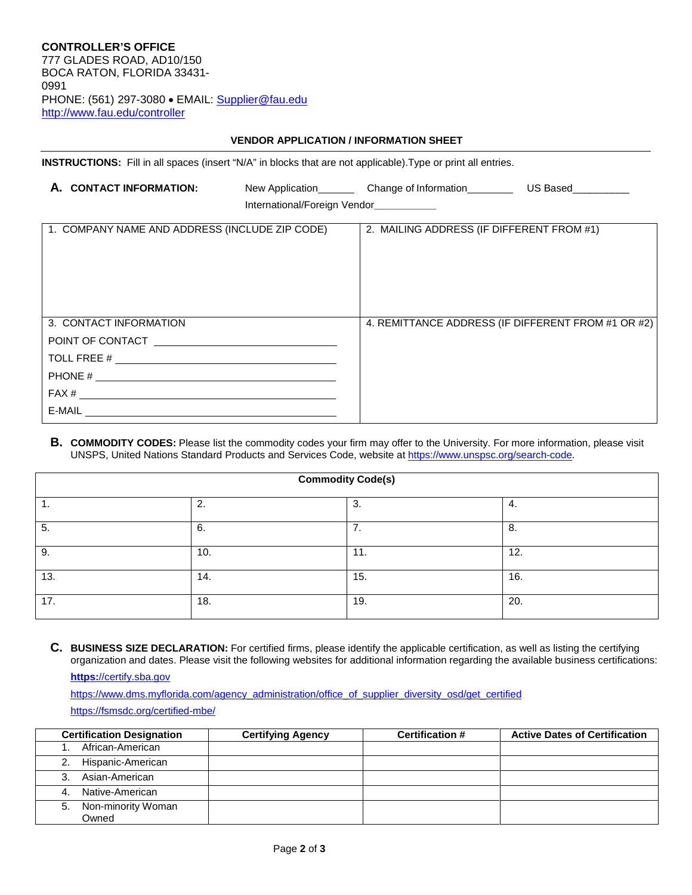**CONTROLLER'S OFFICE**
777 GLADES ROAD, AD10/150
BOCA RATON, FLORIDA 33431-0991
PHONE: (561) 297-3080 • EMAIL: Supplier@fau.edu
http://www.fau.edu/controller

## VENDOR APPLICATION / INFORMATION SHEET

**INSTRUCTIONS:** Fill in all spaces (insert "N/A" in blocks that are not applicable).Type or print all entries.

**A. CONTACT INFORMATION:** New Application______ Change of Information________ US Based__________ International/Foreign Vendor___________

| 1. COMPANY NAME AND ADDRESS (INCLUDE ZIP CODE) | 2. MAILING ADDRESS (IF DIFFERENT FROM #1) |
|---|---|
| | |

| 3. CONTACT INFORMATION | 4. REMITTANCE ADDRESS (IF DIFFERENT FROM #1 OR #2) |
|---|---|
| POINT OF CONTACT ____________________ | |
| TOLL FREE # ____________________ | |
| PHONE # ____________________ | |
| FAX # ____________________ | |
| E-MAIL ____________________ | |

**B. COMMODITY CODES:** Please list the commodity codes your firm may offer to the University. For more information, please visit UNSPS, United Nations Standard Products and Services Code, website at https://www.unspsc.org/search-code.

| Commodity Code(s) | | | |
|---|---|---|---|
| 1. | 2. | 3. | 4. |
| 5. | 6. | 7. | 8. |
| 9. | 10. | 11. | 12. |
| 13. | 14. | 15. | 16. |
| 17. | 18. | 19. | 20. |

**C. BUSINESS SIZE DECLARATION:** For certified firms, please identify the applicable certification, as well as listing the certifying organization and dates. Please visit the following websites for additional information regarding the available business certifications:

**https:**//certify.sba.gov

https://www.dms.myflorida.com/agency_administration/office_of_supplier_diversity_osd/get_certified

https://fsmsdc.org/certified-mbe/

| Certification Designation | Certifying Agency | Certification # | Active Dates of Certification |
|---|---|---|---|
| 1. African-American | | | |
| 2. Hispanic-American | | | |
| 3. Asian-American | | | |
| 4. Native-American | | | |
| 5. Non-minority Woman Owned | | | |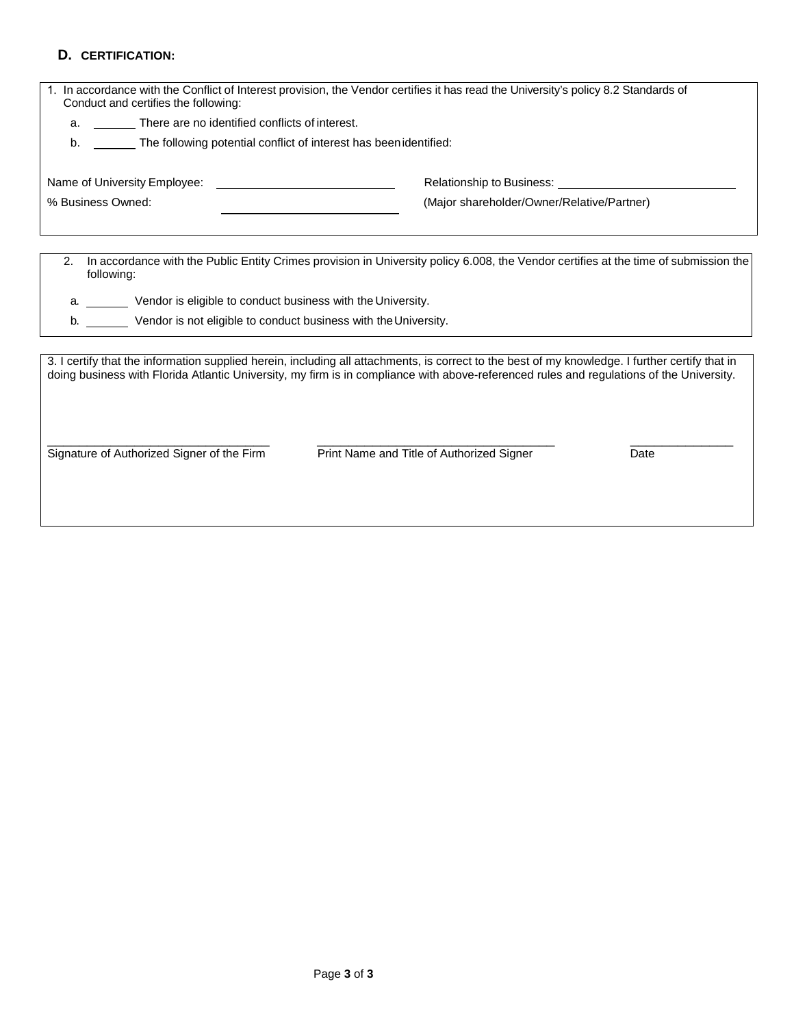## D. CERTIFICATION:

1. In accordance with the Conflict of Interest provision, the Vendor certifies it has read the University's policy 8.2 Standards of Conduct and certifies the following:

   a. _______ There are no identified conflicts of interest.

   b. _______ The following potential conflict of interest has been identified:

Name of University Employee: ____________________________ Relationship to Business: ____________________________

% Business Owned: ____________________________ (Major shareholder/Owner/Relative/Partner)

2. In accordance with the Public Entity Crimes provision in University policy 6.008, the Vendor certifies at the time of submission the following:

   a. _______ Vendor is eligible to conduct business with the University.

   b. _______ Vendor is not eligible to conduct business with the University.

3. I certify that the information supplied herein, including all attachments, is correct to the best of my knowledge. I further certify that in doing business with Florida Atlantic University, my firm is in compliance with above-referenced rules and regulations of the University.

____________________________________ ____________________________________ ________________

Signature of Authorized Signer of the Firm | Print Name and Title of Authorized Signer | Date